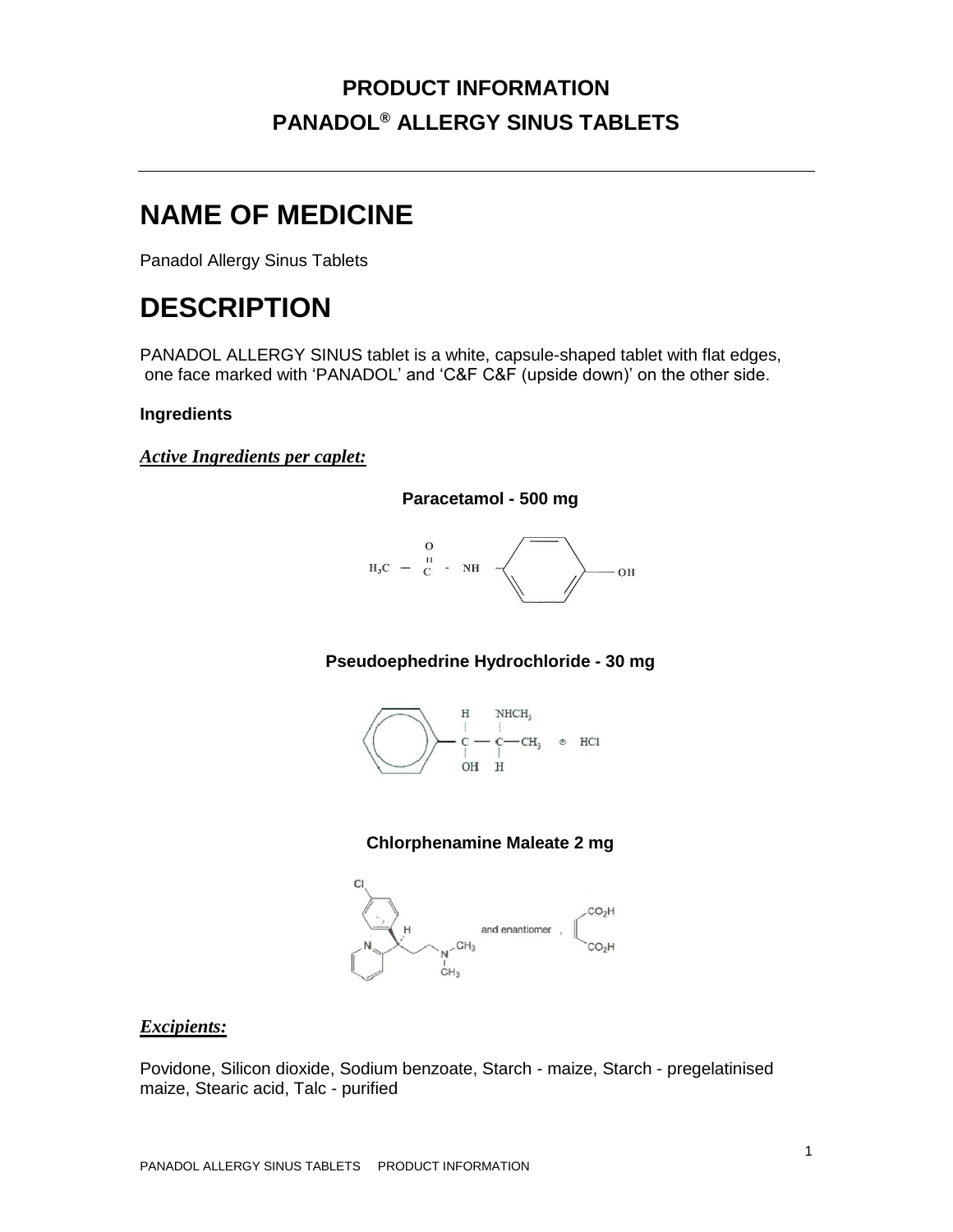# PRODUCT INFORMATION

# PANADOL® ALLERGY SINUS TABLETS

## NAME OF MEDICINE

Panadol Allergy Sinus Tablets

## DESCRIPTION

PANADOL ALLERGY SINUS tablet is a white, capsule-shaped tablet with flat edges, one face marked with 'PANADOL' and 'C&F C&F (upside down)' on the other side.

**Ingredients**

***Active Ingredients per caplet:***

**Paracetamol - 500 mg**

**Pseudoephedrine Hydrochloride - 30 mg**

**Chlorphenamine Maleate 2 mg**

***Excipients:***

Povidone, Silicon dioxide, Sodium benzoate, Starch - maize, Starch - pregelatinised maize, Stearic acid, Talc - purified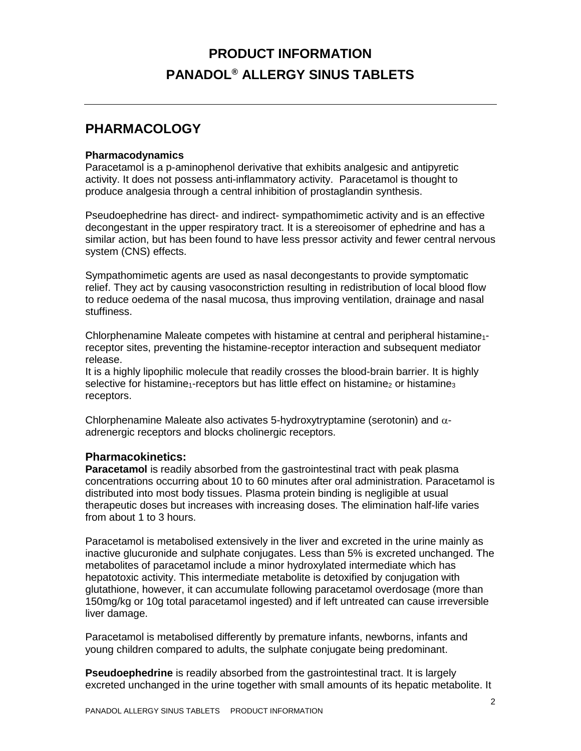# PRODUCT INFORMATION
# PANADOL® ALLERGY SINUS TABLETS

## PHARMACOLOGY

**Pharmacodynamics**
Paracetamol is a p-aminophenol derivative that exhibits analgesic and antipyretic activity. It does not possess anti-inflammatory activity. Paracetamol is thought to produce analgesia through a central inhibition of prostaglandin synthesis.

Pseudoephedrine has direct- and indirect- sympathomimetic activity and is an effective decongestant in the upper respiratory tract. It is a stereoisomer of ephedrine and has a similar action, but has been found to have less pressor activity and fewer central nervous system (CNS) effects.

Sympathomimetic agents are used as nasal decongestants to provide symptomatic relief. They act by causing vasoconstriction resulting in redistribution of local blood flow to reduce oedema of the nasal mucosa, thus improving ventilation, drainage and nasal stuffiness.

Chlorphenamine Maleate competes with histamine at central and peripheral $histamine_1$-receptor sites, preventing the histamine-receptor interaction and subsequent mediator release.
It is a highly lipophilic molecule that readily crosses the blood-brain barrier. It is highly selective for $histamine_1$-receptors but has little effect on $histamine_2$ or $histamine_3$ receptors.

Chlorphenamine Maleate also activates 5-hydroxytryptamine (serotonin) and $\alpha$-adrenergic receptors and blocks cholinergic receptors.

### Pharmacokinetics:

**Paracetamol** is readily absorbed from the gastrointestinal tract with peak plasma concentrations occurring about 10 to 60 minutes after oral administration. Paracetamol is distributed into most body tissues. Plasma protein binding is negligible at usual therapeutic doses but increases with increasing doses. The elimination half-life varies from about 1 to 3 hours.

Paracetamol is metabolised extensively in the liver and excreted in the urine mainly as inactive glucuronide and sulphate conjugates. Less than 5% is excreted unchanged. The metabolites of paracetamol include a minor hydroxylated intermediate which has hepatotoxic activity. This intermediate metabolite is detoxified by conjugation with glutathione, however, it can accumulate following paracetamol overdosage (more than 150mg/kg or 10g total paracetamol ingested) and if left untreated can cause irreversible liver damage.

Paracetamol is metabolised differently by premature infants, newborns, infants and young children compared to adults, the sulphate conjugate being predominant.

**Pseudoephedrine** is readily absorbed from the gastrointestinal tract. It is largely excreted unchanged in the urine together with small amounts of its hepatic metabolite. It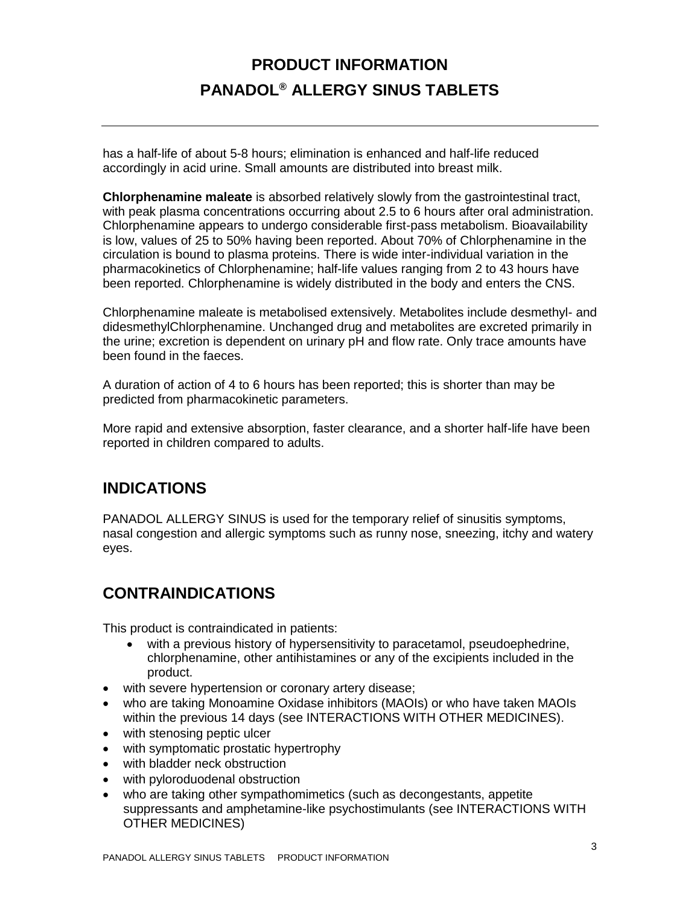has a half-life of about 5-8 hours; elimination is enhanced and half-life reduced accordingly in acid urine. Small amounts are distributed into breast milk.

**Chlorphenamine maleate** is absorbed relatively slowly from the gastrointestinal tract, with peak plasma concentrations occurring about 2.5 to 6 hours after oral administration. Chlorphenamine appears to undergo considerable first-pass metabolism. Bioavailability is low, values of 25 to 50% having been reported. About 70% of Chlorphenamine in the circulation is bound to plasma proteins. There is wide inter-individual variation in the pharmacokinetics of Chlorphenamine; half-life values ranging from 2 to 43 hours have been reported. Chlorphenamine is widely distributed in the body and enters the CNS.

Chlorphenamine maleate is metabolised extensively. Metabolites include desmethyl- and didesmethylChlorphenamine. Unchanged drug and metabolites are excreted primarily in the urine; excretion is dependent on urinary pH and flow rate. Only trace amounts have been found in the faeces.

A duration of action of 4 to 6 hours has been reported; this is shorter than may be predicted from pharmacokinetic parameters.

More rapid and extensive absorption, faster clearance, and a shorter half-life have been reported in children compared to adults.

## INDICATIONS

PANADOL ALLERGY SINUS is used for the temporary relief of sinusitis symptoms, nasal congestion and allergic symptoms such as runny nose, sneezing, itchy and watery eyes.

## CONTRAINDICATIONS

This product is contraindicated in patients:

- with a previous history of hypersensitivity to paracetamol, pseudoephedrine, chlorphenamine, other antihistamines or any of the excipients included in the product.
- with severe hypertension or coronary artery disease;
- who are taking Monoamine Oxidase inhibitors (MAOIs) or who have taken MAOIs within the previous 14 days (see INTERACTIONS WITH OTHER MEDICINES).
- with stenosing peptic ulcer
- with symptomatic prostatic hypertrophy
- with bladder neck obstruction
- with pyloroduodenal obstruction
- who are taking other sympathomimetics (such as decongestants, appetite suppressants and amphetamine-like psychostimulants (see INTERACTIONS WITH OTHER MEDICINES)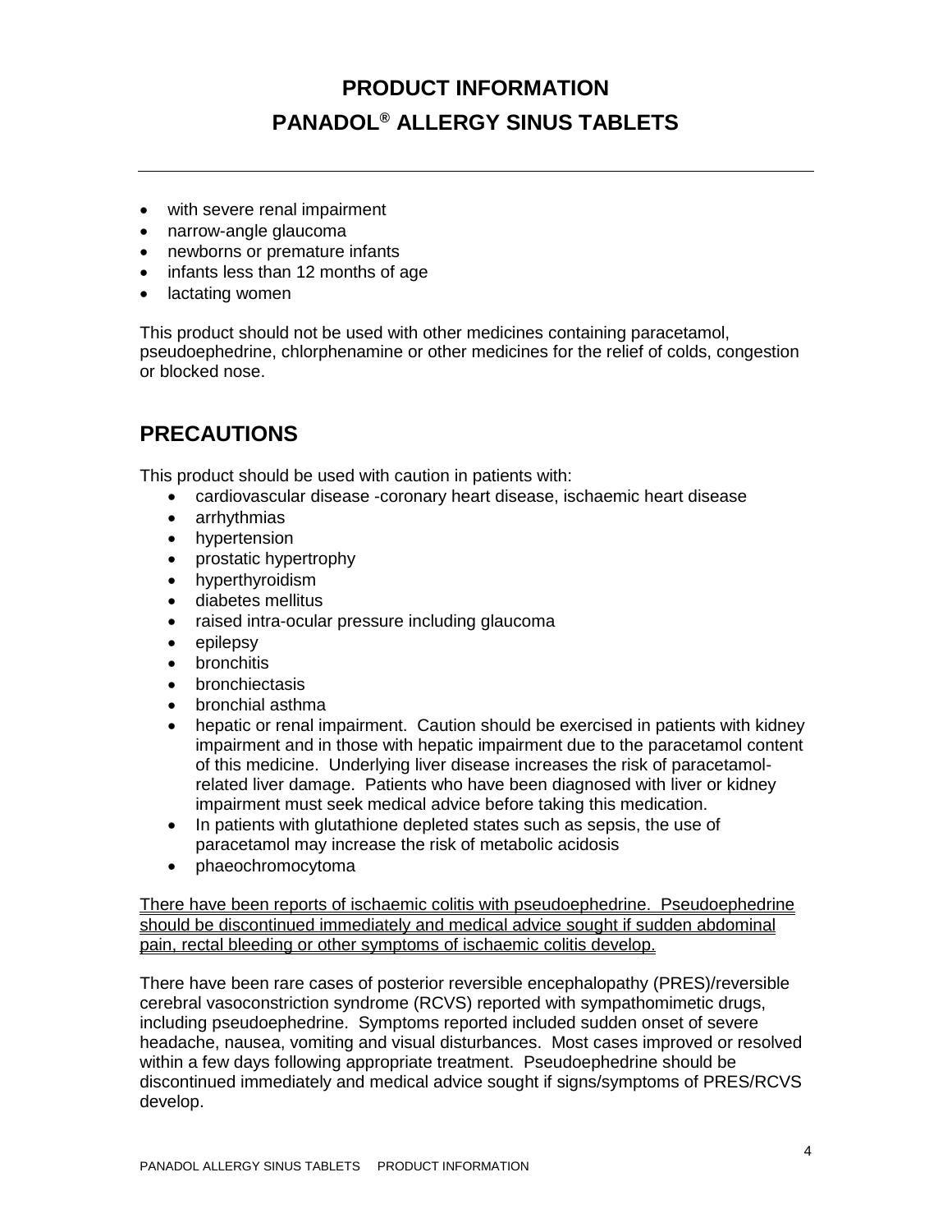- with severe renal impairment
- narrow-angle glaucoma
- newborns or premature infants
- infants less than 12 months of age
- lactating women

This product should not be used with other medicines containing paracetamol, pseudoephedrine, chlorphenamine or other medicines for the relief of colds, congestion or blocked nose.

## PRECAUTIONS

This product should be used with caution in patients with:

- cardiovascular disease -coronary heart disease, ischaemic heart disease
- arrhythmias
- hypertension
- prostatic hypertrophy
- hyperthyroidism
- diabetes mellitus
- raised intra-ocular pressure including glaucoma
- epilepsy
- bronchitis
- bronchiectasis
- bronchial asthma
- hepatic or renal impairment. Caution should be exercised in patients with kidney impairment and in those with hepatic impairment due to the paracetamol content of this medicine. Underlying liver disease increases the risk of paracetamol-related liver damage. Patients who have been diagnosed with liver or kidney impairment must seek medical advice before taking this medication.
- In patients with glutathione depleted states such as sepsis, the use of paracetamol may increase the risk of metabolic acidosis
- phaeochromocytoma

<u>There have been reports of ischaemic colitis with pseudoephedrine. Pseudoephedrine should be discontinued immediately and medical advice sought if sudden abdominal pain, rectal bleeding or other symptoms of ischaemic colitis develop.</u>

There have been rare cases of posterior reversible encephalopathy (PRES)/reversible cerebral vasoconstriction syndrome (RCVS) reported with sympathomimetic drugs, including pseudoephedrine. Symptoms reported included sudden onset of severe headache, nausea, vomiting and visual disturbances. Most cases improved or resolved within a few days following appropriate treatment. Pseudoephedrine should be discontinued immediately and medical advice sought if signs/symptoms of PRES/RCVS develop.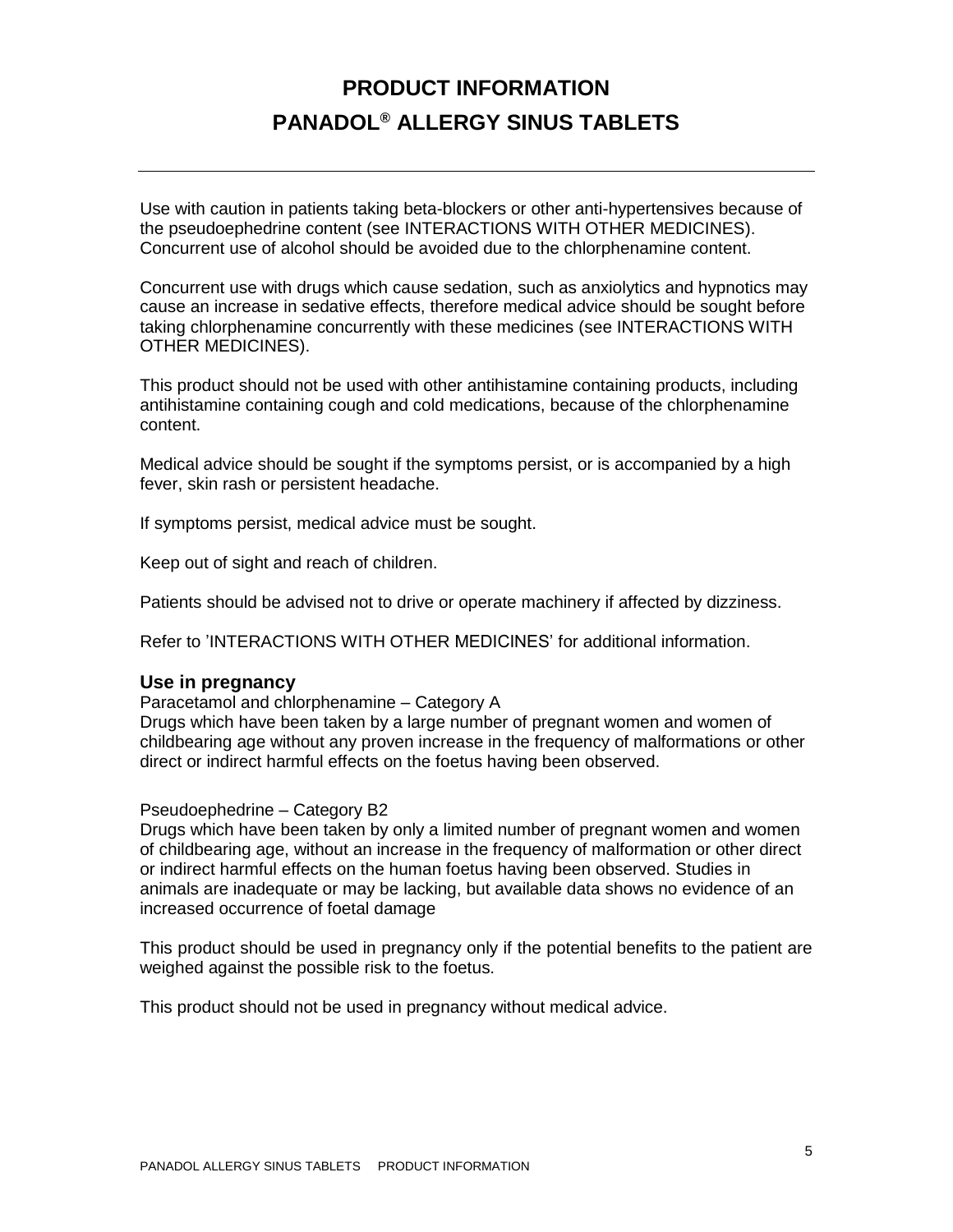# PRODUCT INFORMATION
# PANADOL® ALLERGY SINUS TABLETS

Use with caution in patients taking beta-blockers or other anti-hypertensives because of the pseudoephedrine content (see INTERACTIONS WITH OTHER MEDICINES). Concurrent use of alcohol should be avoided due to the chlorphenamine content.

Concurrent use with drugs which cause sedation, such as anxiolytics and hypnotics may cause an increase in sedative effects, therefore medical advice should be sought before taking chlorphenamine concurrently with these medicines (see INTERACTIONS WITH OTHER MEDICINES).

This product should not be used with other antihistamine containing products, including antihistamine containing cough and cold medications, because of the chlorphenamine content.

Medical advice should be sought if the symptoms persist, or is accompanied by a high fever, skin rash or persistent headache.

If symptoms persist, medical advice must be sought.

Keep out of sight and reach of children.

Patients should be advised not to drive or operate machinery if affected by dizziness.

Refer to 'INTERACTIONS WITH OTHER MEDICINES' for additional information.

### Use in pregnancy

Paracetamol and chlorphenamine – Category A
Drugs which have been taken by a large number of pregnant women and women of childbearing age without any proven increase in the frequency of malformations or other direct or indirect harmful effects on the foetus having been observed.

Pseudoephedrine – Category B2
Drugs which have been taken by only a limited number of pregnant women and women of childbearing age, without an increase in the frequency of malformation or other direct or indirect harmful effects on the human foetus having been observed. Studies in animals are inadequate or may be lacking, but available data shows no evidence of an increased occurrence of foetal damage

This product should be used in pregnancy only if the potential benefits to the patient are weighed against the possible risk to the foetus.

This product should not be used in pregnancy without medical advice.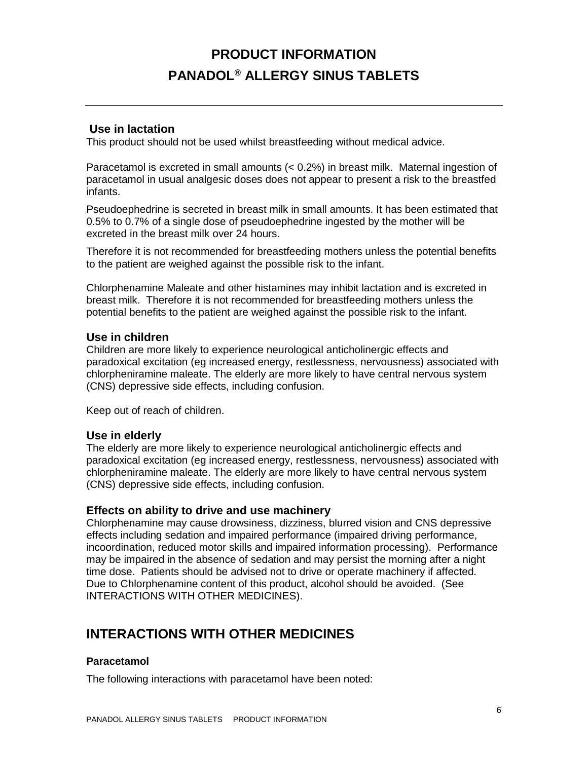### Use in lactation

This product should not be used whilst breastfeeding without medical advice.

Paracetamol is excreted in small amounts (< 0.2%) in breast milk. Maternal ingestion of paracetamol in usual analgesic doses does not appear to present a risk to the breastfed infants.

Pseudoephedrine is secreted in breast milk in small amounts. It has been estimated that 0.5% to 0.7% of a single dose of pseudoephedrine ingested by the mother will be excreted in the breast milk over 24 hours.

Therefore it is not recommended for breastfeeding mothers unless the potential benefits to the patient are weighed against the possible risk to the infant.

Chlorphenamine Maleate and other histamines may inhibit lactation and is excreted in breast milk. Therefore it is not recommended for breastfeeding mothers unless the potential benefits to the patient are weighed against the possible risk to the infant.

### Use in children

Children are more likely to experience neurological anticholinergic effects and paradoxical excitation (eg increased energy, restlessness, nervousness) associated with chlorpheniramine maleate. The elderly are more likely to have central nervous system (CNS) depressive side effects, including confusion.

Keep out of reach of children.

### Use in elderly

The elderly are more likely to experience neurological anticholinergic effects and paradoxical excitation (eg increased energy, restlessness, nervousness) associated with chlorpheniramine maleate. The elderly are more likely to have central nervous system (CNS) depressive side effects, including confusion.

### Effects on ability to drive and use machinery

Chlorphenamine may cause drowsiness, dizziness, blurred vision and CNS depressive effects including sedation and impaired performance (impaired driving performance, incoordination, reduced motor skills and impaired information processing). Performance may be impaired in the absence of sedation and may persist the morning after a night time dose. Patients should be advised not to drive or operate machinery if affected. Due to Chlorphenamine content of this product, alcohol should be avoided. (See INTERACTIONS WITH OTHER MEDICINES).

## INTERACTIONS WITH OTHER MEDICINES

**Paracetamol**

The following interactions with paracetamol have been noted: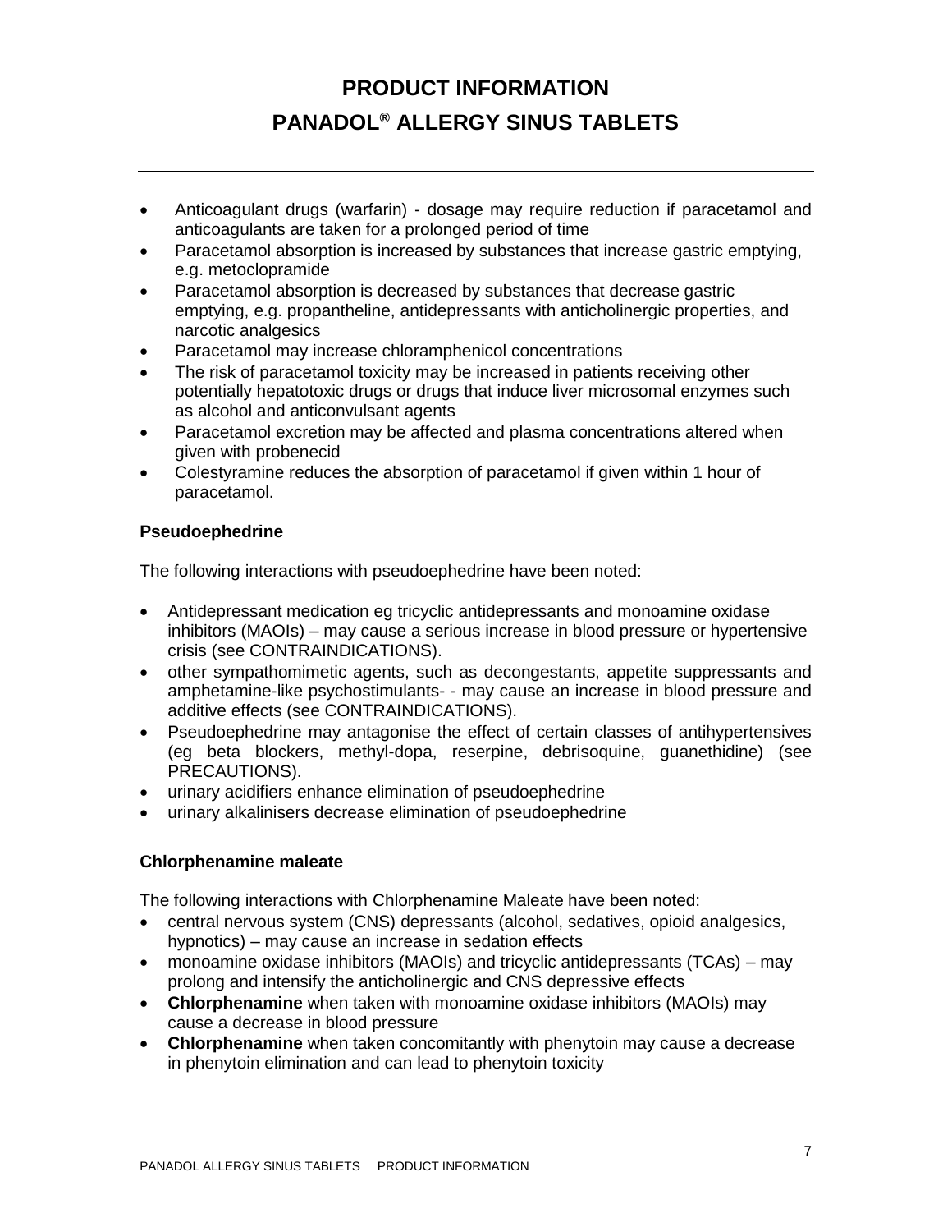- Anticoagulant drugs (warfarin) - dosage may require reduction if paracetamol and anticoagulants are taken for a prolonged period of time
- Paracetamol absorption is increased by substances that increase gastric emptying, e.g. metoclopramide
- Paracetamol absorption is decreased by substances that decrease gastric emptying, e.g. propantheline, antidepressants with anticholinergic properties, and narcotic analgesics
- Paracetamol may increase chloramphenicol concentrations
- The risk of paracetamol toxicity may be increased in patients receiving other potentially hepatotoxic drugs or drugs that induce liver microsomal enzymes such as alcohol and anticonvulsant agents
- Paracetamol excretion may be affected and plasma concentrations altered when given with probenecid
- Colestyramine reduces the absorption of paracetamol if given within 1 hour of paracetamol.

**Pseudoephedrine**

The following interactions with pseudoephedrine have been noted:

- Antidepressant medication eg tricyclic antidepressants and monoamine oxidase inhibitors (MAOIs) – may cause a serious increase in blood pressure or hypertensive crisis (see CONTRAINDICATIONS).
- other sympathomimetic agents, such as decongestants, appetite suppressants and amphetamine-like psychostimulants- - may cause an increase in blood pressure and additive effects (see CONTRAINDICATIONS).
- Pseudoephedrine may antagonise the effect of certain classes of antihypertensives (eg beta blockers, methyl-dopa, reserpine, debrisoquine, guanethidine) (see PRECAUTIONS).
- urinary acidifiers enhance elimination of pseudoephedrine
- urinary alkalinisers decrease elimination of pseudoephedrine

**Chlorphenamine maleate**

The following interactions with Chlorphenamine Maleate have been noted:

- central nervous system (CNS) depressants (alcohol, sedatives, opioid analgesics, hypnotics) – may cause an increase in sedation effects
- monoamine oxidase inhibitors (MAOIs) and tricyclic antidepressants (TCAs) – may prolong and intensify the anticholinergic and CNS depressive effects
- **Chlorphenamine** when taken with monoamine oxidase inhibitors (MAOIs) may cause a decrease in blood pressure
- **Chlorphenamine** when taken concomitantly with phenytoin may cause a decrease in phenytoin elimination and can lead to phenytoin toxicity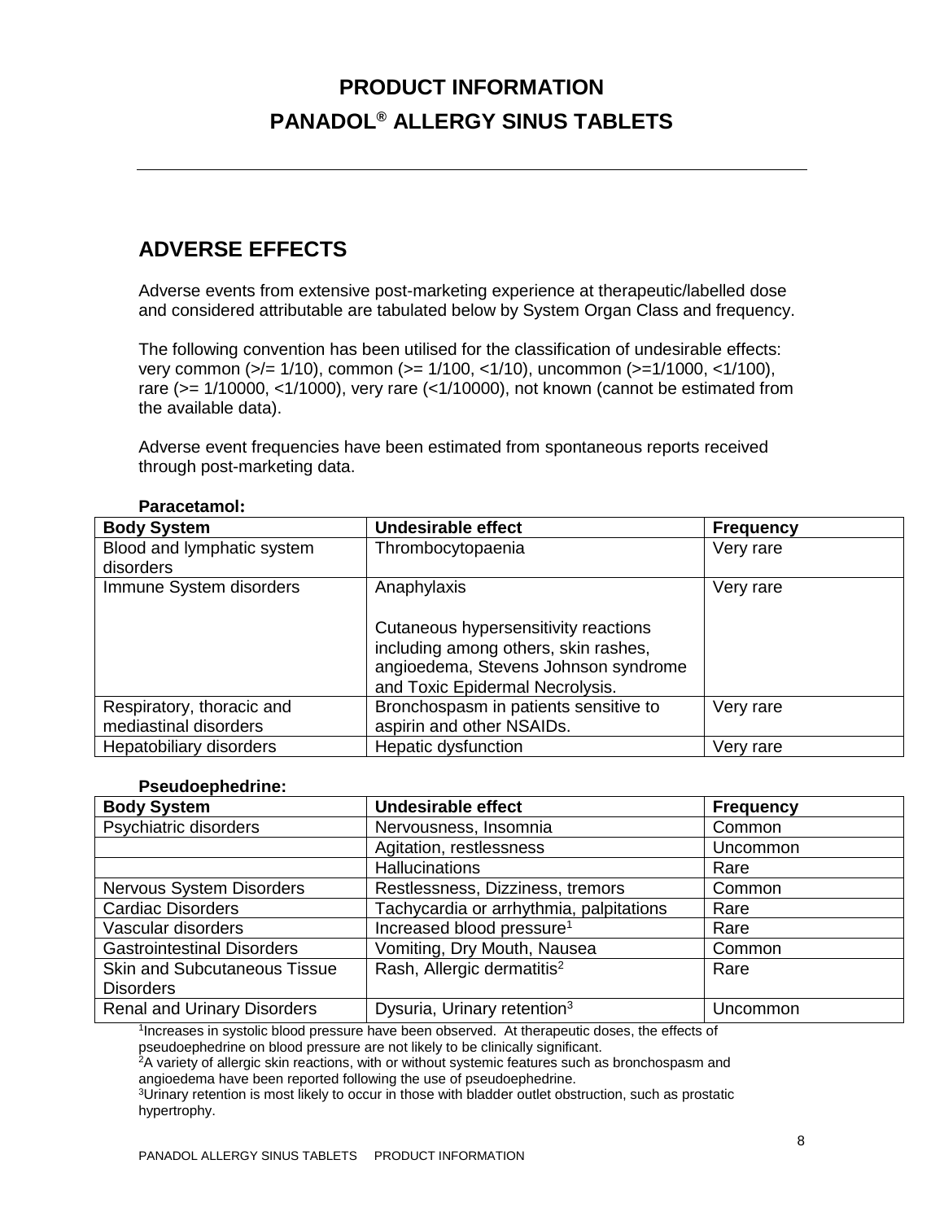# PRODUCT INFORMATION
# PANADOL® ALLERGY SINUS TABLETS

## ADVERSE EFFECTS

Adverse events from extensive post-marketing experience at therapeutic/labelled dose and considered attributable are tabulated below by System Organ Class and frequency.

The following convention has been utilised for the classification of undesirable effects: very common (>/= 1/10), common (>= 1/100, <1/10), uncommon (>=1/1000, <1/100), rare (>= 1/10000, <1/1000), very rare (<1/10000), not known (cannot be estimated from the available data).

Adverse event frequencies have been estimated from spontaneous reports received through post-marketing data.

**Paracetamol:**

| Body System | Undesirable effect | Frequency |
|---|---|---|
| Blood and lymphatic system disorders | Thrombocytopaenia | Very rare |
| Immune System disorders | Anaphylaxis<br><br>Cutaneous hypersensitivity reactions including among others, skin rashes, angioedema, Stevens Johnson syndrome and Toxic Epidermal Necrolysis. | Very rare |
| Respiratory, thoracic and mediastinal disorders | Bronchospasm in patients sensitive to aspirin and other NSAIDs. | Very rare |
| Hepatobiliary disorders | Hepatic dysfunction | Very rare |

**Pseudoephedrine:**

| Body System | Undesirable effect | Frequency |
|---|---|---|
| Psychiatric disorders | Nervousness, Insomnia | Common |
| | Agitation, restlessness | Uncommon |
| | Hallucinations | Rare |
| Nervous System Disorders | Restlessness, Dizziness, tremors | Common |
| Cardiac Disorders | Tachycardia or arrhythmia, palpitations | Rare |
| Vascular disorders | Increased blood pressure[1] | Rare |
| Gastrointestinal Disorders | Vomiting, Dry Mouth, Nausea | Common |
| Skin and Subcutaneous Tissue Disorders | Rash, Allergic dermatitis[2] | Rare |
| Renal and Urinary Disorders | Dysuria, Urinary retention[3] | Uncommon |

[1]Increases in systolic blood pressure have been observed. At therapeutic doses, the effects of pseudoephedrine on blood pressure are not likely to be clinically significant.
[2]A variety of allergic skin reactions, with or without systemic features such as bronchospasm and angioedema have been reported following the use of pseudoephedrine.
[3]Urinary retention is most likely to occur in those with bladder outlet obstruction, such as prostatic hypertrophy.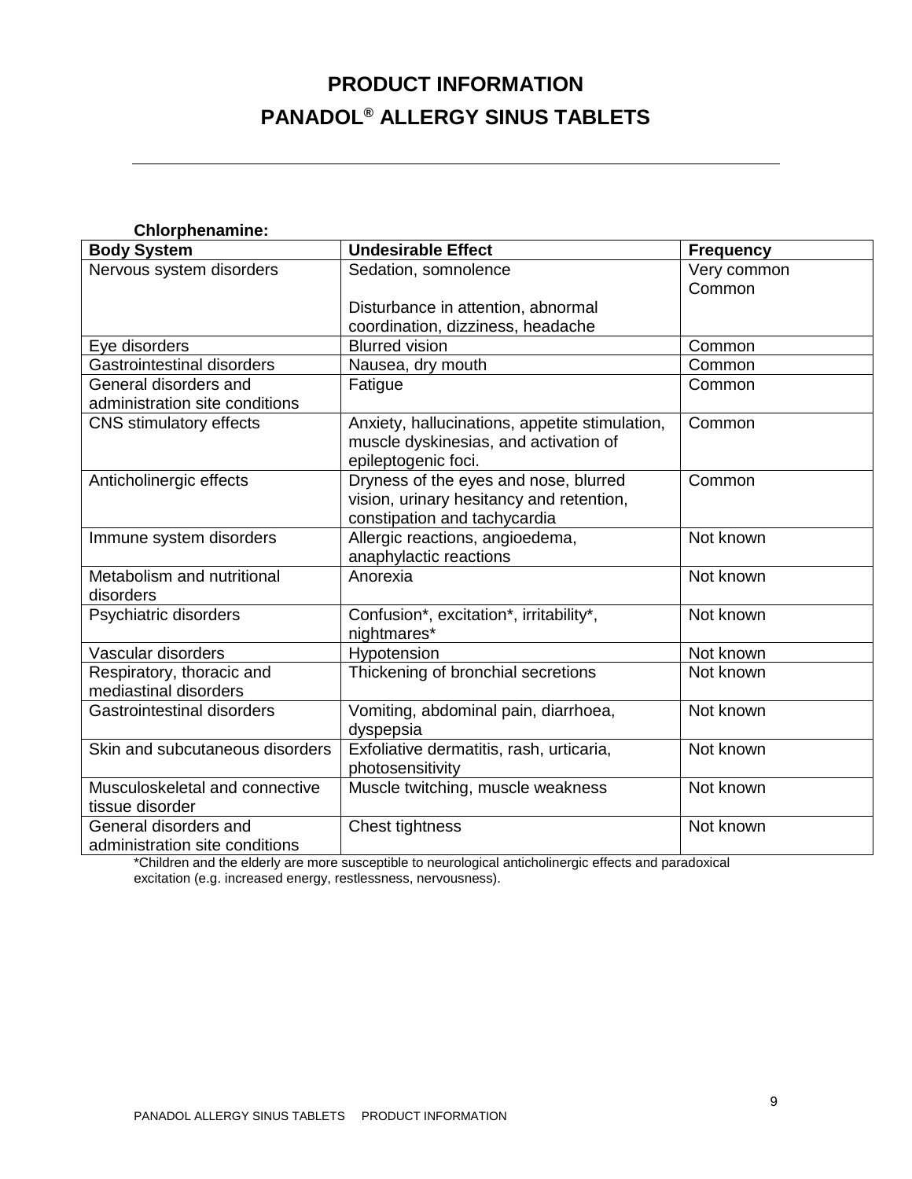**Chlorphenamine:**

| Body System | Undesirable Effect | Frequency |
|---|---|---|
| Nervous system disorders | Sedation, somnolence<br><br>Disturbance in attention, abnormal coordination, dizziness, headache | Very common<br>Common |
| Eye disorders | Blurred vision | Common |
| Gastrointestinal disorders | Nausea, dry mouth | Common |
| General disorders and administration site conditions | Fatigue | Common |
| CNS stimulatory effects | Anxiety, hallucinations, appetite stimulation, muscle dyskinesias, and activation of epileptogenic foci. | Common |
| Anticholinergic effects | Dryness of the eyes and nose, blurred vision, urinary hesitancy and retention, constipation and tachycardia | Common |
| Immune system disorders | Allergic reactions, angioedema, anaphylactic reactions | Not known |
| Metabolism and nutritional disorders | Anorexia | Not known |
| Psychiatric disorders | Confusion*, excitation*, irritability*, nightmares* | Not known |
| Vascular disorders | Hypotension | Not known |
| Respiratory, thoracic and mediastinal disorders | Thickening of bronchial secretions | Not known |
| Gastrointestinal disorders | Vomiting, abdominal pain, diarrhoea, dyspepsia | Not known |
| Skin and subcutaneous disorders | Exfoliative dermatitis, rash, urticaria, photosensitivity | Not known |
| Musculoskeletal and connective tissue disorder | Muscle twitching, muscle weakness | Not known |
| General disorders and administration site conditions | Chest tightness | Not known |

*Children and the elderly are more susceptible to neurological anticholinergic effects and paradoxical excitation (e.g. increased energy, restlessness, nervousness).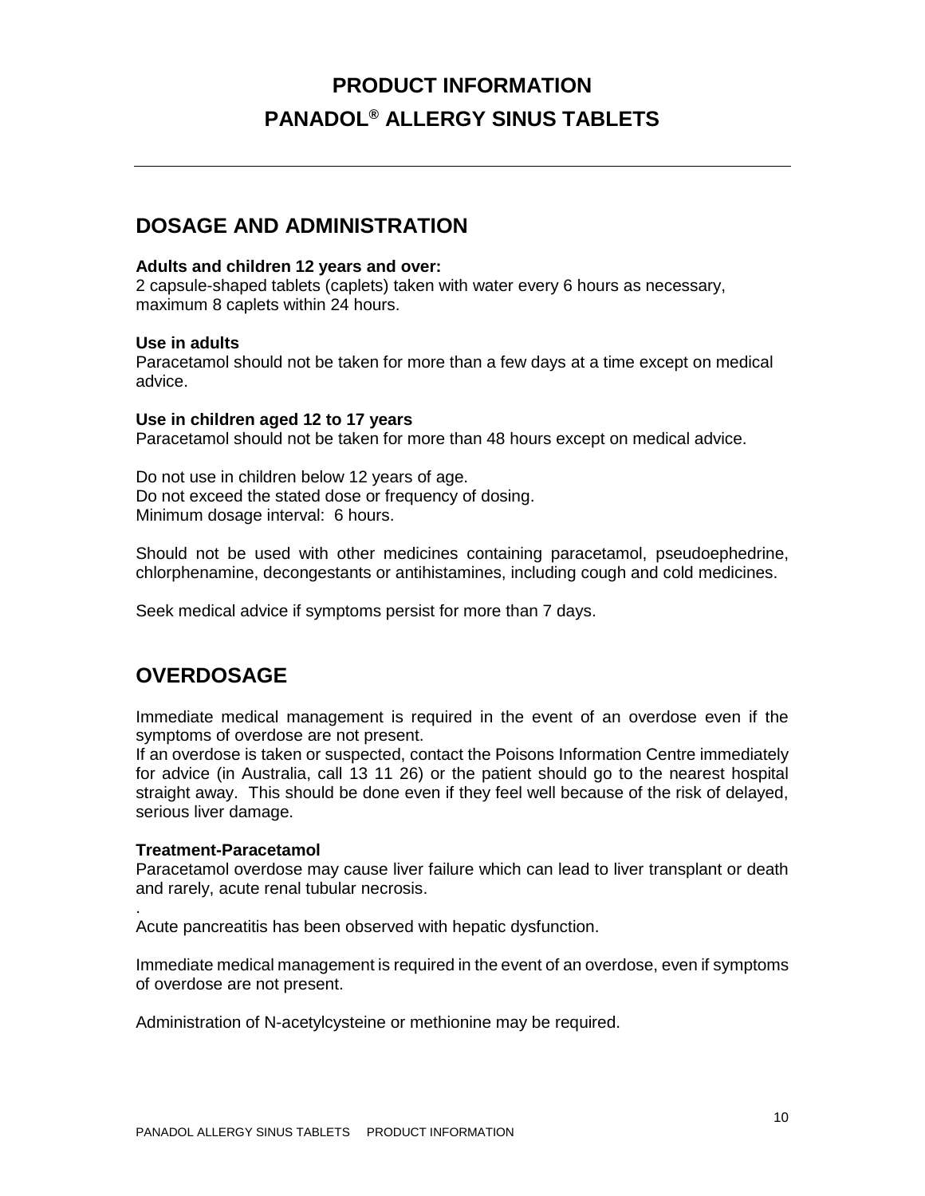# PRODUCT INFORMATION

# PANADOL® ALLERGY SINUS TABLETS

## DOSAGE AND ADMINISTRATION

**Adults and children 12 years and over:**
2 capsule-shaped tablets (caplets) taken with water every 6 hours as necessary, maximum 8 caplets within 24 hours.

**Use in adults**
Paracetamol should not be taken for more than a few days at a time except on medical advice.

**Use in children aged 12 to 17 years**
Paracetamol should not be taken for more than 48 hours except on medical advice.

Do not use in children below 12 years of age.
Do not exceed the stated dose or frequency of dosing.
Minimum dosage interval: 6 hours.

Should not be used with other medicines containing paracetamol, pseudoephedrine, chlorphenamine, decongestants or antihistamines, including cough and cold medicines.

Seek medical advice if symptoms persist for more than 7 days.

## OVERDOSAGE

Immediate medical management is required in the event of an overdose even if the symptoms of overdose are not present.
If an overdose is taken or suspected, contact the Poisons Information Centre immediately for advice (in Australia, call 13 11 26) or the patient should go to the nearest hospital straight away. This should be done even if they feel well because of the risk of delayed, serious liver damage.

**Treatment-Paracetamol**
Paracetamol overdose may cause liver failure which can lead to liver transplant or death and rarely, acute renal tubular necrosis.

.
Acute pancreatitis has been observed with hepatic dysfunction.

Immediate medical management is required in the event of an overdose, even if symptoms of overdose are not present.

Administration of N-acetylcysteine or methionine may be required.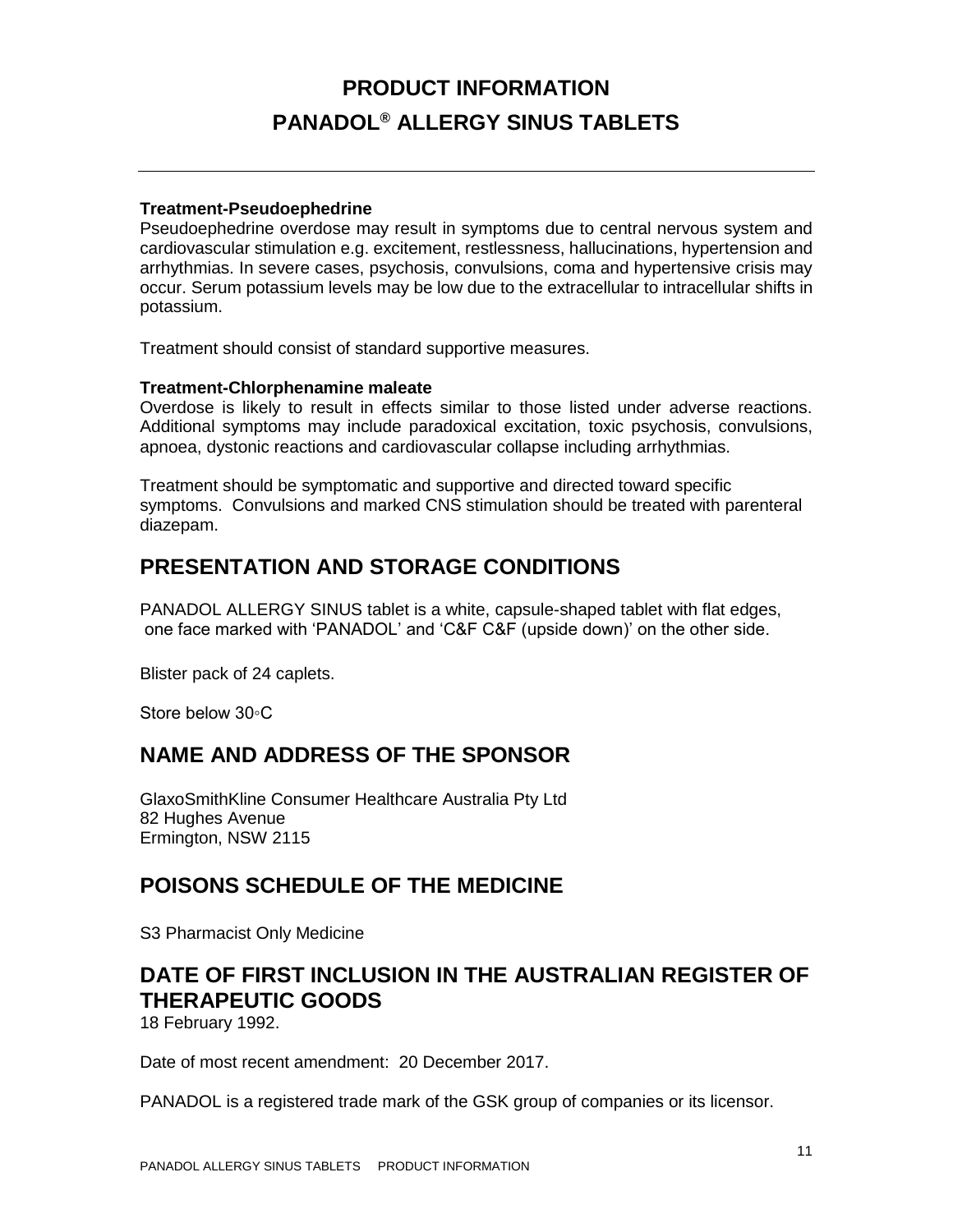#### Treatment-Pseudoephedrine

Pseudoephedrine overdose may result in symptoms due to central nervous system and cardiovascular stimulation e.g. excitement, restlessness, hallucinations, hypertension and arrhythmias. In severe cases, psychosis, convulsions, coma and hypertensive crisis may occur. Serum potassium levels may be low due to the extracellular to intracellular shifts in potassium.

Treatment should consist of standard supportive measures.

#### Treatment-Chlorphenamine maleate

Overdose is likely to result in effects similar to those listed under adverse reactions. Additional symptoms may include paradoxical excitation, toxic psychosis, convulsions, apnoea, dystonic reactions and cardiovascular collapse including arrhythmias.

Treatment should be symptomatic and supportive and directed toward specific symptoms. Convulsions and marked CNS stimulation should be treated with parenteral diazepam.

## PRESENTATION AND STORAGE CONDITIONS

PANADOL ALLERGY SINUS tablet is a white, capsule-shaped tablet with flat edges, one face marked with 'PANADOL' and 'C&F C&F (upside down)' on the other side.

Blister pack of 24 caplets.

Store below 30◦C

## NAME AND ADDRESS OF THE SPONSOR

GlaxoSmithKline Consumer Healthcare Australia Pty Ltd
82 Hughes Avenue
Ermington, NSW 2115

## POISONS SCHEDULE OF THE MEDICINE

S3 Pharmacist Only Medicine

## DATE OF FIRST INCLUSION IN THE AUSTRALIAN REGISTER OF THERAPEUTIC GOODS

18 February 1992.

Date of most recent amendment: 20 December 2017.

PANADOL is a registered trade mark of the GSK group of companies or its licensor.